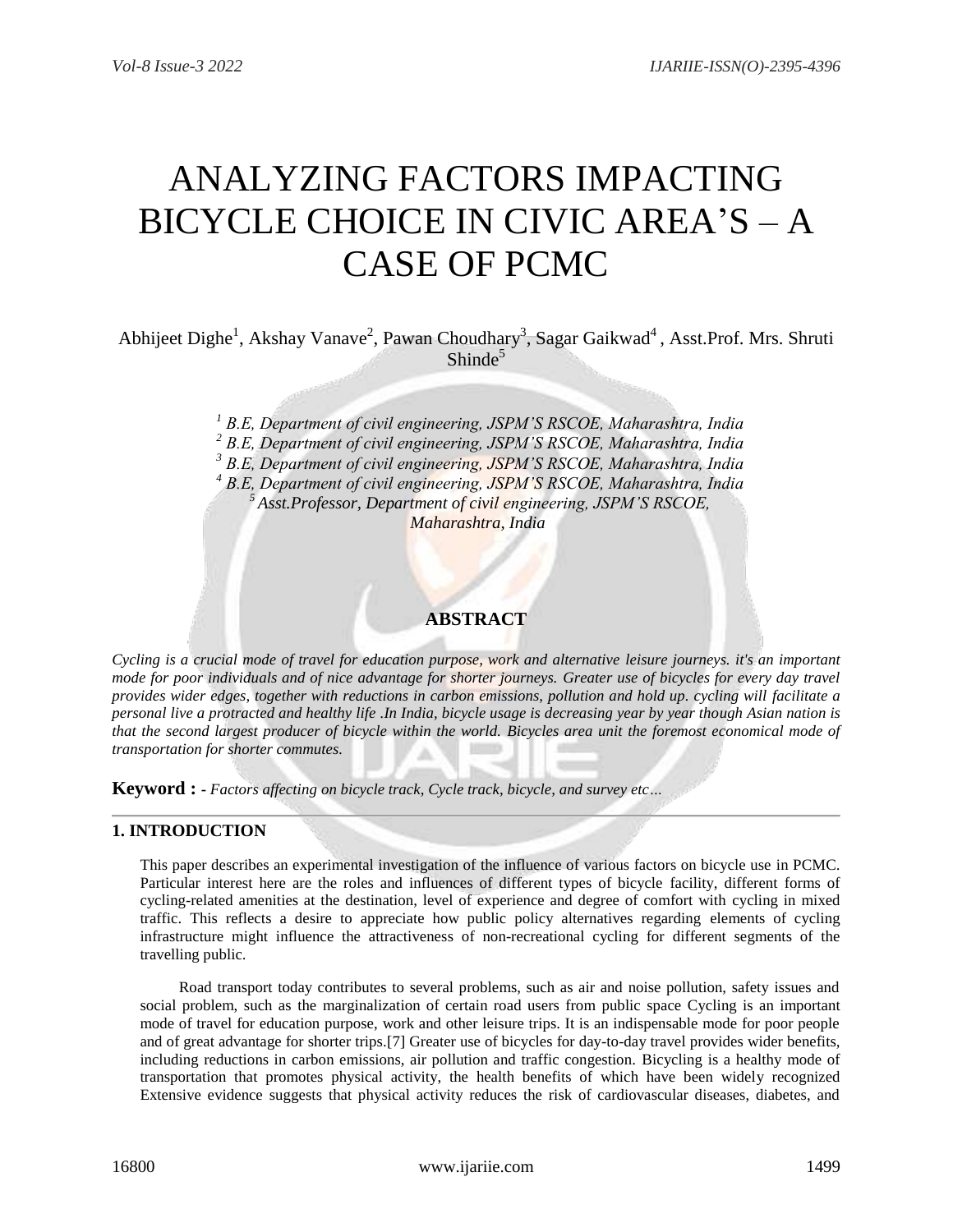# ANALYZING FACTORS IMPACTING BICYCLE CHOICE IN CIVIC AREA'S – A CASE OF PCMC

Abhijeet Dighe[1], Akshay Vanave[2], Pawan Choudhary[3], Sagar Gaikwad[4] , Asst.Prof. Mrs. Shruti Shinde[5]

*[1] B.E, Department of civil engineering, JSPM'S RSCOE, Maharashtra, India*
*[2] B.E, Department of civil engineering, JSPM'S RSCOE, Maharashtra, India*
*[3] B.E, Department of civil engineering, JSPM'S RSCOE, Maharashtra, India*
*[4] B.E, Department of civil engineering, JSPM'S RSCOE, Maharashtra, India*
*[5] Asst.Professor, Department of civil engineering, JSPM'S RSCOE, Maharashtra, India*

## ABSTRACT

*Cycling is a crucial mode of travel for education purpose, work and alternative leisure journeys. it's an important mode for poor individuals and of nice advantage for shorter journeys. Greater use of bicycles for every day travel provides wider edges, together with reductions in carbon emissions, pollution and hold up. cycling will facilitate a personal live a protracted and healthy life .In India, bicycle usage is decreasing year by year though Asian nation is that the second largest producer of bicycle within the world. Bicycles area unit the foremost economical mode of transportation for shorter commutes.*

**Keyword :** - *Factors affecting on bicycle track, Cycle track, bicycle, and survey etc…*

## 1. INTRODUCTION

This paper describes an experimental investigation of the influence of various factors on bicycle use in PCMC. Particular interest here are the roles and influences of different types of bicycle facility, different forms of cycling-related amenities at the destination, level of experience and degree of comfort with cycling in mixed traffic. This reflects a desire to appreciate how public policy alternatives regarding elements of cycling infrastructure might influence the attractiveness of non-recreational cycling for different segments of the travelling public.

Road transport today contributes to several problems, such as air and noise pollution, safety issues and social problem, such as the marginalization of certain road users from public space Cycling is an important mode of travel for education purpose, work and other leisure trips. It is an indispensable mode for poor people and of great advantage for shorter trips.[7] Greater use of bicycles for day-to-day travel provides wider benefits, including reductions in carbon emissions, air pollution and traffic congestion. Bicycling is a healthy mode of transportation that promotes physical activity, the health benefits of which have been widely recognized Extensive evidence suggests that physical activity reduces the risk of cardiovascular diseases, diabetes, and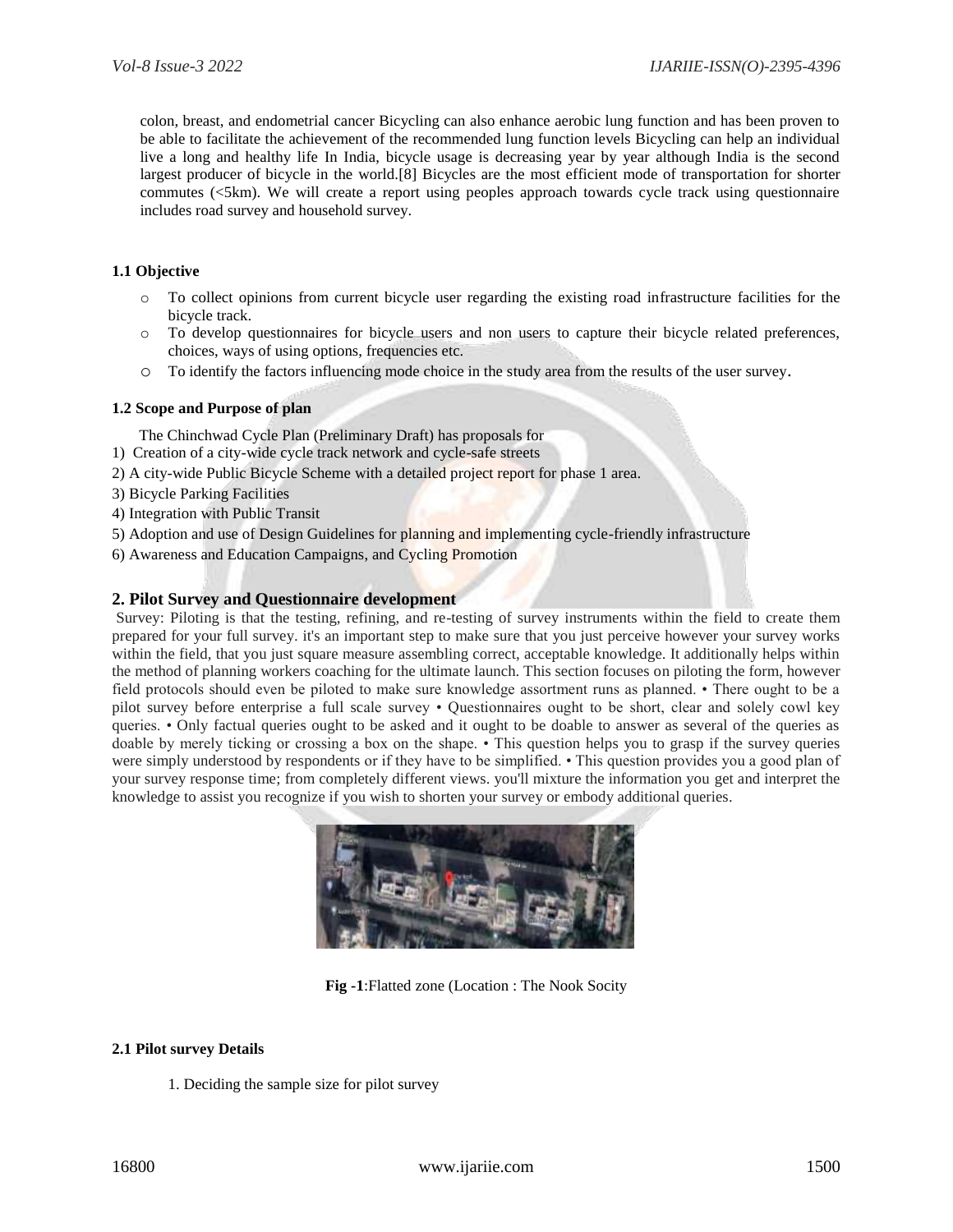colon, breast, and endometrial cancer Bicycling can also enhance aerobic lung function and has been proven to be able to facilitate the achievement of the recommended lung function levels Bicycling can help an individual live a long and healthy life In India, bicycle usage is decreasing year by year although India is the second largest producer of bicycle in the world.[8] Bicycles are the most efficient mode of transportation for shorter commutes (<5km). We will create a report using peoples approach towards cycle track using questionnaire includes road survey and household survey.

### 1.1 Objective

- To collect opinions from current bicycle user regarding the existing road infrastructure facilities for the bicycle track.
- To develop questionnaires for bicycle users and non users to capture their bicycle related preferences, choices, ways of using options, frequencies etc.
- To identify the factors influencing mode choice in the study area from the results of the user survey.

### 1.2 Scope and Purpose of plan

The Chinchwad Cycle Plan (Preliminary Draft) has proposals for

1) Creation of a city-wide cycle track network and cycle-safe streets
2) A city-wide Public Bicycle Scheme with a detailed project report for phase 1 area.
3) Bicycle Parking Facilities
4) Integration with Public Transit
5) Adoption and use of Design Guidelines for planning and implementing cycle-friendly infrastructure
6) Awareness and Education Campaigns, and Cycling Promotion

## 2. Pilot Survey and Questionnaire development

Survey: Piloting is that the testing, refining, and re-testing of survey instruments within the field to create them prepared for your full survey. it's an important step to make sure that you just perceive however your survey works within the field, that you just square measure assembling correct, acceptable knowledge. It additionally helps within the method of planning workers coaching for the ultimate launch. This section focuses on piloting the form, however field protocols should even be piloted to make sure knowledge assortment runs as planned. • There ought to be a pilot survey before enterprise a full scale survey • Questionnaires ought to be short, clear and solely cowl key queries. • Only factual queries ought to be asked and it ought to be doable to answer as several of the queries as doable by merely ticking or crossing a box on the shape. • This question helps you to grasp if the survey queries were simply understood by respondents or if they have to be simplified. • This question provides you a good plan of your survey response time; from completely different views. you'll mixture the information you get and interpret the knowledge to assist you recognize if you wish to shorten your survey or embody additional queries.

**Fig -1**:Flatted zone (Location : The Nook Socity

### 2.1 Pilot survey Details

1. Deciding the sample size for pilot survey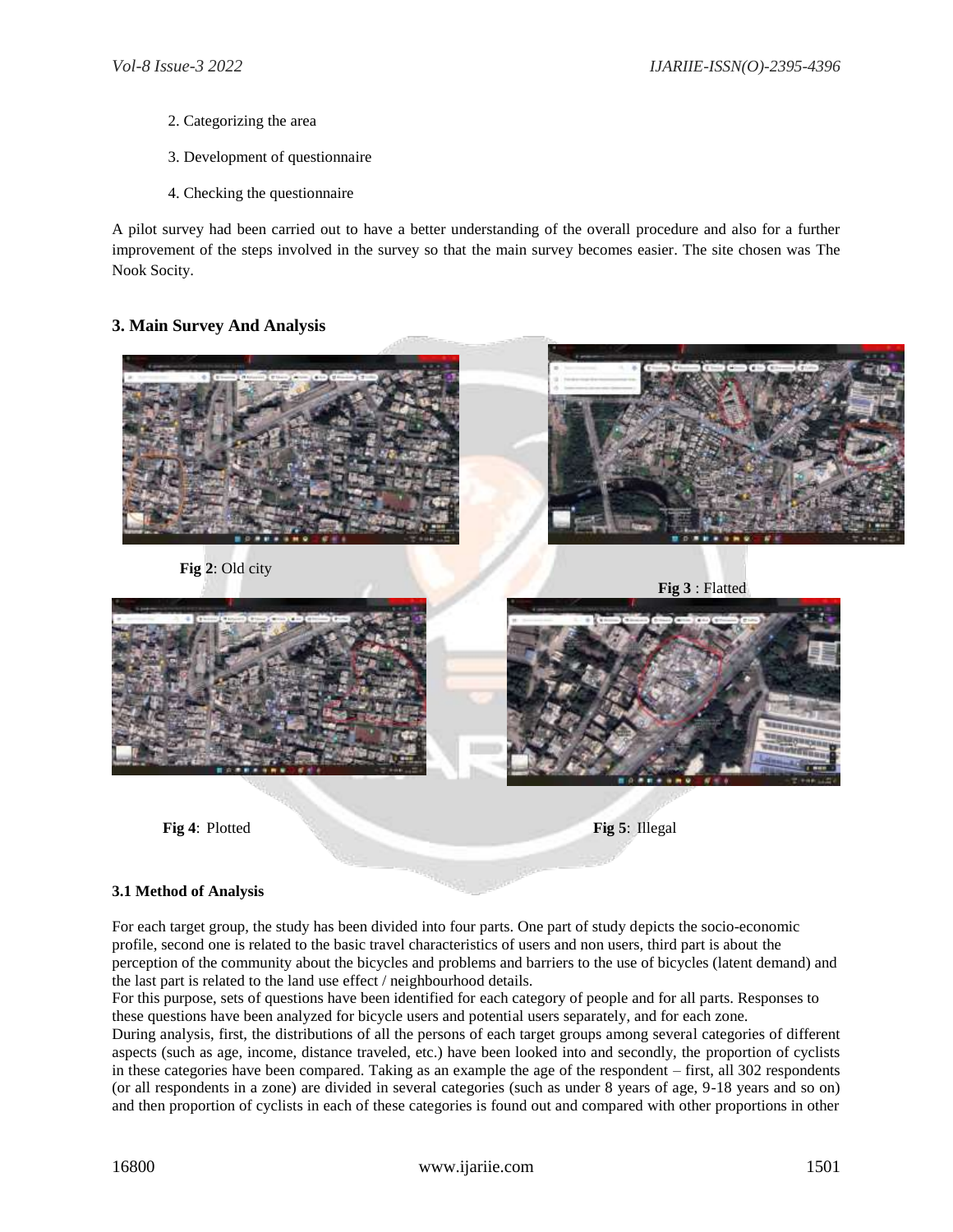2. Categorizing the area

3. Development of questionnaire

4. Checking the questionnaire

A pilot survey had been carried out to have a better understanding of the overall procedure and also for a further improvement of the steps involved in the survey so that the main survey becomes easier. The site chosen was The Nook Socity.

## 3. Main Survey And Analysis

**Fig 2**: Old city

**Fig 3** : Flatted

**Fig 4**: Plotted

**Fig 5**: Illegal

### 3.1 Method of Analysis

For each target group, the study has been divided into four parts. One part of study depicts the socio-economic profile, second one is related to the basic travel characteristics of users and non users, third part is about the perception of the community about the bicycles and problems and barriers to the use of bicycles (latent demand) and the last part is related to the land use effect / neighbourhood details.

For this purpose, sets of questions have been identified for each category of people and for all parts. Responses to these questions have been analyzed for bicycle users and potential users separately, and for each zone.

During analysis, first, the distributions of all the persons of each target groups among several categories of different aspects (such as age, income, distance traveled, etc.) have been looked into and secondly, the proportion of cyclists in these categories have been compared. Taking as an example the age of the respondent – first, all 302 respondents (or all respondents in a zone) are divided in several categories (such as under 8 years of age, 9-18 years and so on) and then proportion of cyclists in each of these categories is found out and compared with other proportions in other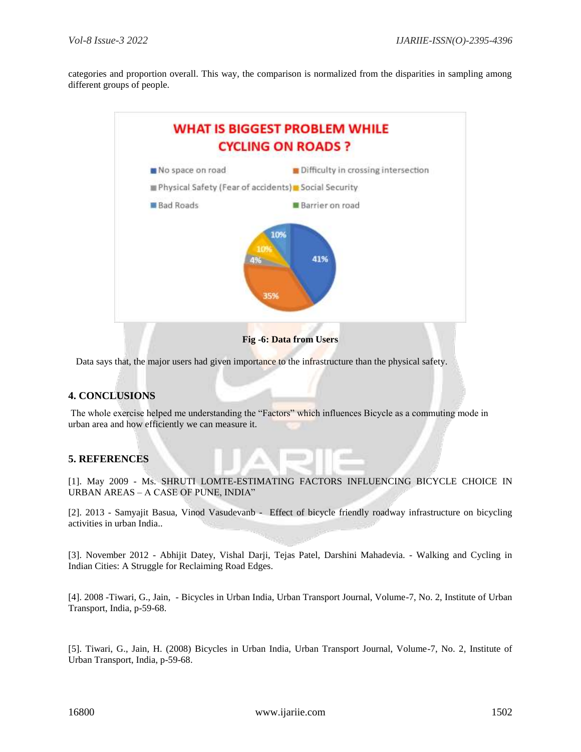categories and proportion overall. This way, the comparison is normalized from the disparities in sampling among different groups of people.

**Fig -6: Data from Users**

Data says that, the major users had given importance to the infrastructure than the physical safety.

## 4. CONCLUSIONS

The whole exercise helped me understanding the "Factors" which influences Bicycle as a commuting mode in urban area and how efficiently we can measure it.

## 5. REFERENCES

[1]. May 2009 - Ms. SHRUTI LOMTE-ESTIMATING FACTORS INFLUENCING BICYCLE CHOICE IN URBAN AREAS – A CASE OF PUNE, INDIA"

[2]. 2013 - Samyajit Basua, Vinod Vasudevanb - Effect of bicycle friendly roadway infrastructure on bicycling activities in urban India..

[3]. November 2012 - Abhijit Datey, Vishal Darji, Tejas Patel, Darshini Mahadevia. - Walking and Cycling in Indian Cities: A Struggle for Reclaiming Road Edges.

[4]. 2008 -Tiwari, G., Jain, - Bicycles in Urban India, Urban Transport Journal, Volume-7, No. 2, Institute of Urban Transport, India, p-59-68.

[5]. Tiwari, G., Jain, H. (2008) Bicycles in Urban India, Urban Transport Journal, Volume-7, No. 2, Institute of Urban Transport, India, p-59-68.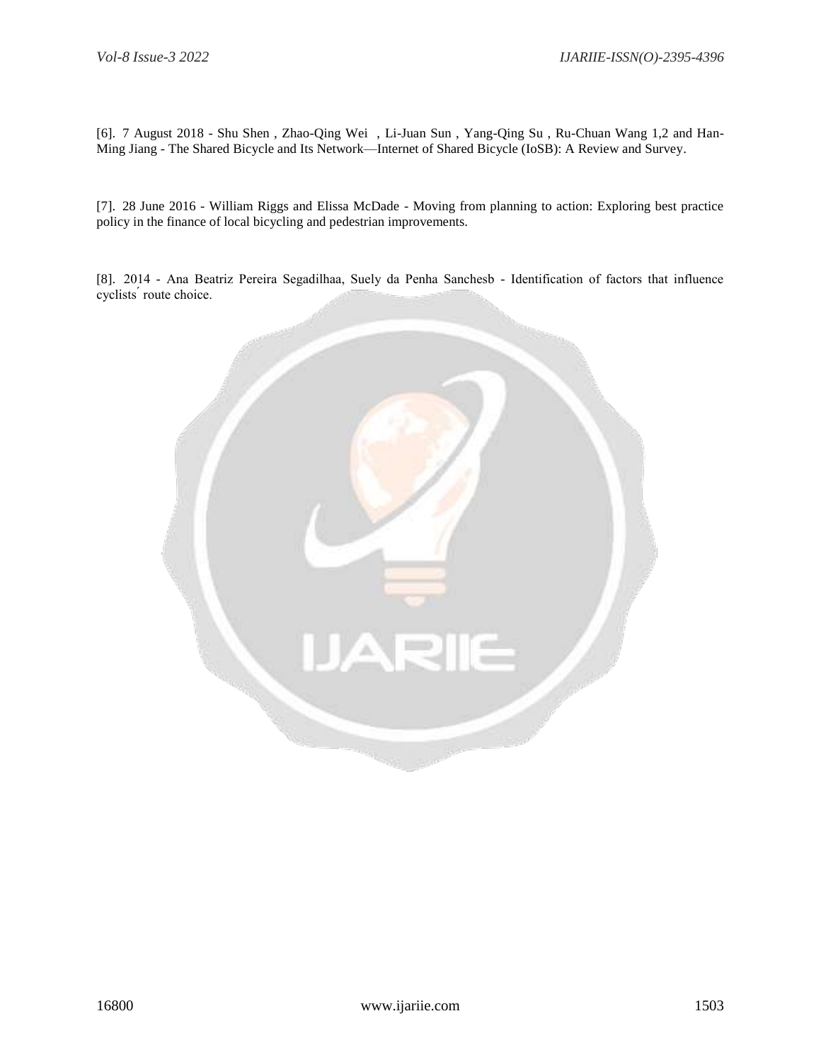[6]. 7 August 2018 - Shu Shen , Zhao-Qing Wei , Li-Juan Sun , Yang-Qing Su , Ru-Chuan Wang 1,2 and Han-Ming Jiang - The Shared Bicycle and Its Network—Internet of Shared Bicycle (IoSB): A Review and Survey.

[7]. 28 June 2016 - William Riggs and Elissa McDade - Moving from planning to action: Exploring best practice policy in the finance of local bicycling and pedestrian improvements.

[8]. 2014 - Ana Beatriz Pereira Segadilhaa, Suely da Penha Sanchesb - Identification of factors that influence cyclists´ route choice.